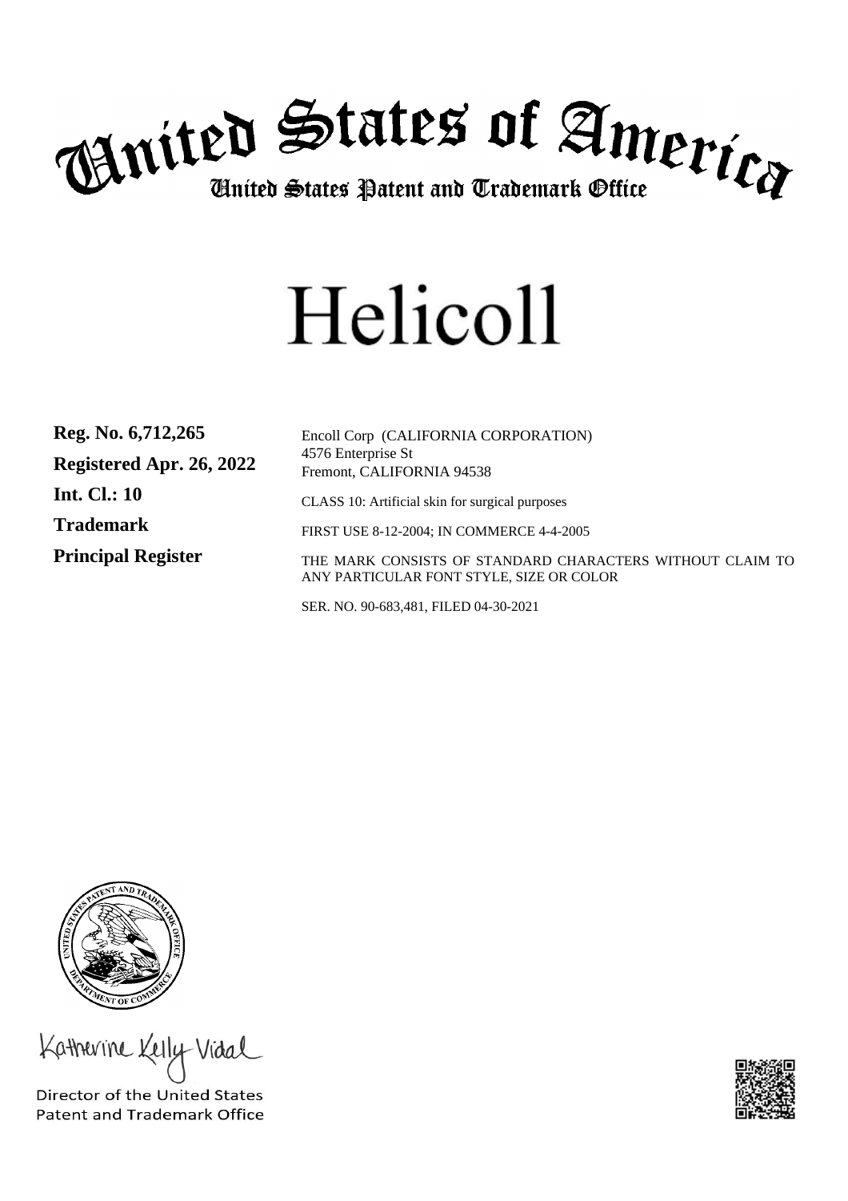# United States of America

## United States Patent and Trademark Office

# Helicoll

**Reg. No. 6,712,265**

**Registered Apr. 26, 2022**

**Int. Cl.: 10**

**Trademark**

**Principal Register**

Encoll Corp (CALIFORNIA CORPORATION)
4576 Enterprise St
Fremont, CALIFORNIA 94538

CLASS 10: Artificial skin for surgical purposes

FIRST USE 8-12-2004; IN COMMERCE 4-4-2005

THE MARK CONSISTS OF STANDARD CHARACTERS WITHOUT CLAIM TO ANY PARTICULAR FONT STYLE, SIZE OR COLOR

SER. NO. 90-683,481, FILED 04-30-2021

Katherine Kelly Vidal

Director of the United States
Patent and Trademark Office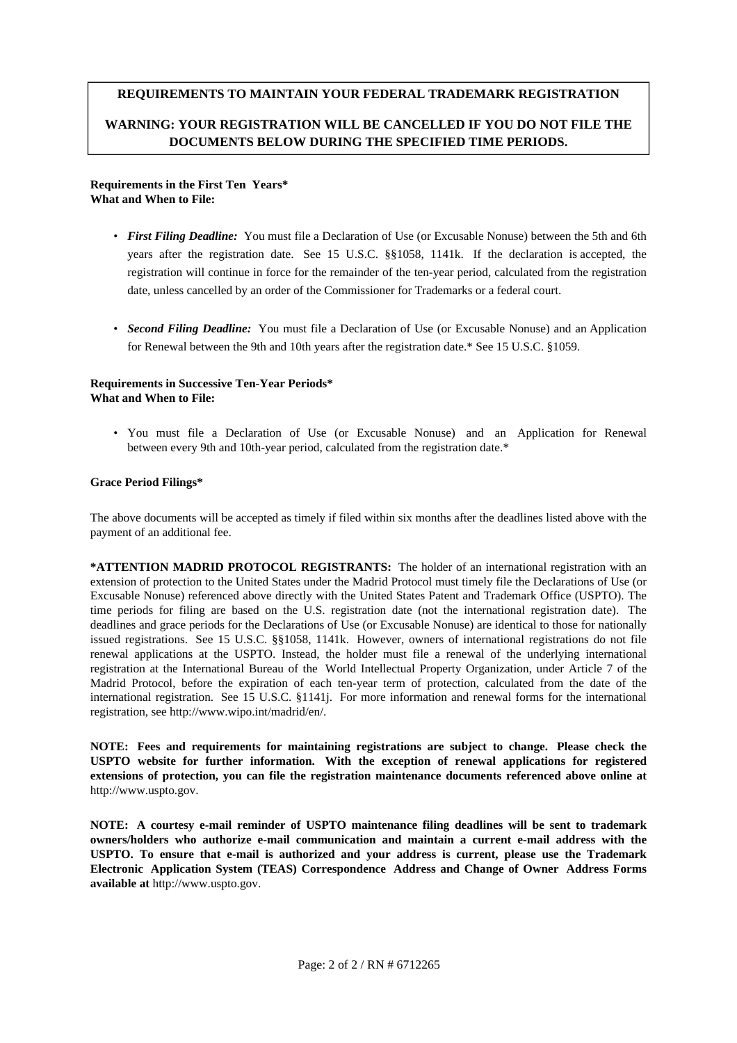**REQUIREMENTS TO MAINTAIN YOUR FEDERAL TRADEMARK REGISTRATION**

**WARNING: YOUR REGISTRATION WILL BE CANCELLED IF YOU DO NOT FILE THE DOCUMENTS BELOW DURING THE SPECIFIED TIME PERIODS.**

**Requirements in the First Ten Years***
**What and When to File:**

- ***First Filing Deadline:*** You must file a Declaration of Use (or Excusable Nonuse) between the 5th and 6th years after the registration date. See 15 U.S.C. §§1058, 1141k. If the declaration is accepted, the registration will continue in force for the remainder of the ten-year period, calculated from the registration date, unless cancelled by an order of the Commissioner for Trademarks or a federal court.

- ***Second Filing Deadline:*** You must file a Declaration of Use (or Excusable Nonuse) and an Application for Renewal between the 9th and 10th years after the registration date.* See 15 U.S.C. §1059.

**Requirements in Successive Ten-Year Periods***
**What and When to File:**

- You must file a Declaration of Use (or Excusable Nonuse) and an Application for Renewal between every 9th and 10th-year period, calculated from the registration date.*

**Grace Period Filings***

The above documents will be accepted as timely if filed within six months after the deadlines listed above with the payment of an additional fee.

***ATTENTION MADRID PROTOCOL REGISTRANTS:** The holder of an international registration with an extension of protection to the United States under the Madrid Protocol must timely file the Declarations of Use (or Excusable Nonuse) referenced above directly with the United States Patent and Trademark Office (USPTO). The time periods for filing are based on the U.S. registration date (not the international registration date). The deadlines and grace periods for the Declarations of Use (or Excusable Nonuse) are identical to those for nationally issued registrations. See 15 U.S.C. §§1058, 1141k. However, owners of international registrations do not file renewal applications at the USPTO. Instead, the holder must file a renewal of the underlying international registration at the International Bureau of the World Intellectual Property Organization, under Article 7 of the Madrid Protocol, before the expiration of each ten-year term of protection, calculated from the date of the international registration. See 15 U.S.C. §1141j. For more information and renewal forms for the international registration, see http://www.wipo.int/madrid/en/.

**NOTE: Fees and requirements for maintaining registrations are subject to change. Please check the USPTO website for further information. With the exception of renewal applications for registered extensions of protection, you can file the registration maintenance documents referenced above online at** http://www.uspto.gov.

**NOTE: A courtesy e-mail reminder of USPTO maintenance filing deadlines will be sent to trademark owners/holders who authorize e-mail communication and maintain a current e-mail address with the USPTO. To ensure that e-mail is authorized and your address is current, please use the Trademark Electronic Application System (TEAS) Correspondence Address and Change of Owner Address Forms available at** http://www.uspto.gov.